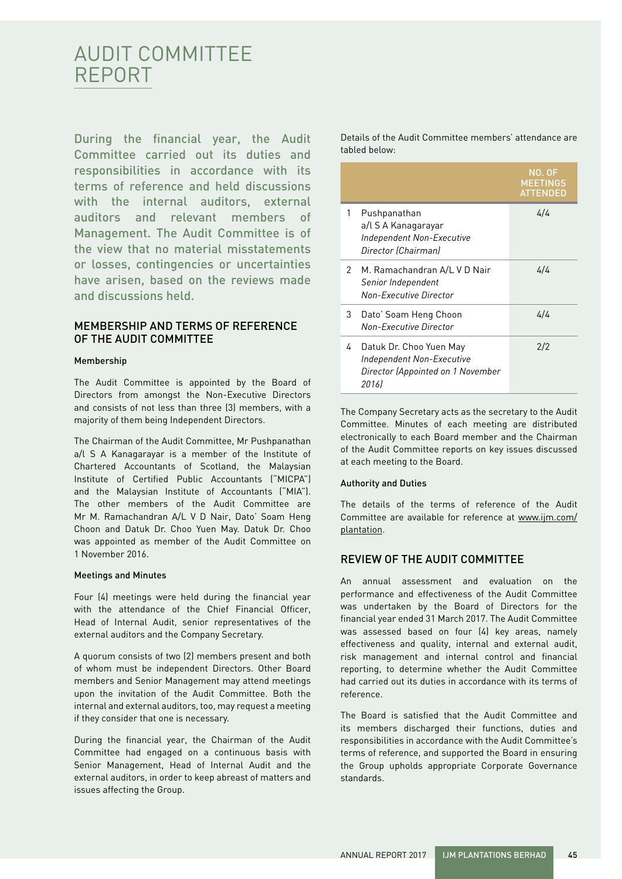# AUDIT COMMITTEE REPORT

During the financial year, the Audit Committee carried out its duties and responsibilities in accordance with its terms of reference and held discussions with the internal auditors, external auditors and relevant members of Management. The Audit Committee is of the view that no material misstatements or losses, contingencies or uncertainties have arisen, based on the reviews made and discussions held.

## MEMBERSHIP AND TERMS OF REFERENCE OF THE AUDIT COMMITTEE

### Membership

The Audit Committee is appointed by the Board of Directors from amongst the Non-Executive Directors and consists of not less than three (3) members, with a majority of them being Independent Directors.

The Chairman of the Audit Committee, Mr Pushpanathan a/l S A Kanagarayar is a member of the Institute of Chartered Accountants of Scotland, the Malaysian Institute of Certified Public Accountants ("MICPA") and the Malaysian Institute of Accountants ("MIA"). The other members of the Audit Committee are Mr M. Ramachandran A/L V D Nair, Dato' Soam Heng Choon and Datuk Dr. Choo Yuen May. Datuk Dr. Choo was appointed as member of the Audit Committee on 1 November 2016.

### Meetings and Minutes

Four (4) meetings were held during the financial year with the attendance of the Chief Financial Officer, Head of Internal Audit, senior representatives of the external auditors and the Company Secretary.

A quorum consists of two (2) members present and both of whom must be independent Directors. Other Board members and Senior Management may attend meetings upon the invitation of the Audit Committee. Both the internal and external auditors, too, may request a meeting if they consider that one is necessary.

During the financial year, the Chairman of the Audit Committee had engaged on a continuous basis with Senior Management, Head of Internal Audit and the external auditors, in order to keep abreast of matters and issues affecting the Group.

Details of the Audit Committee members' attendance are tabled below:

| | | NO. OF MEETINGS ATTENDED |
|---|---|---|
| 1 | Pushpanathan a/l S A Kanagarayar *Independent Non-Executive Director (Chairman)* | 4/4 |
| 2 | M. Ramachandran A/L V D Nair *Senior Independent Non-Executive Director* | 4/4 |
| 3 | Dato' Soam Heng Choon *Non-Executive Director* | 4/4 |
| 4 | Datuk Dr. Choo Yuen May *Independent Non-Executive Director (Appointed on 1 November 2016)* | 2/2 |

The Company Secretary acts as the secretary to the Audit Committee. Minutes of each meeting are distributed electronically to each Board member and the Chairman of the Audit Committee reports on key issues discussed at each meeting to the Board.

### Authority and Duties

The details of the terms of reference of the Audit Committee are available for reference at www.ijm.com/plantation.

## REVIEW OF THE AUDIT COMMITTEE

An annual assessment and evaluation on the performance and effectiveness of the Audit Committee was undertaken by the Board of Directors for the financial year ended 31 March 2017. The Audit Committee was assessed based on four (4) key areas, namely effectiveness and quality, internal and external audit, risk management and internal control and financial reporting, to determine whether the Audit Committee had carried out its duties in accordance with its terms of reference.

The Board is satisfied that the Audit Committee and its members discharged their functions, duties and responsibilities in accordance with the Audit Committee's terms of reference, and supported the Board in ensuring the Group upholds appropriate Corporate Governance standards.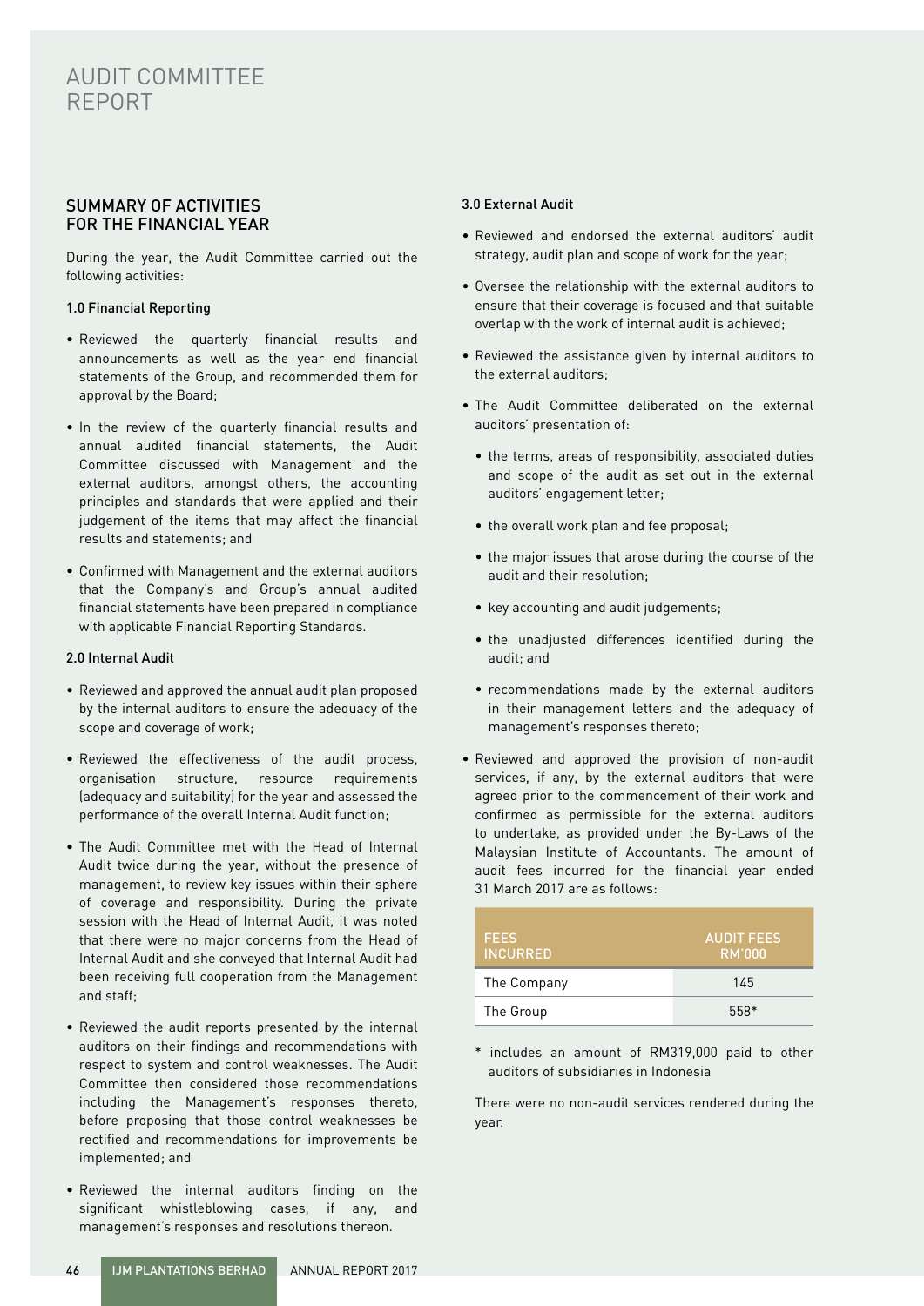# AUDIT COMMITTEE REPORT

## SUMMARY OF ACTIVITIES FOR THE FINANCIAL YEAR

During the year, the Audit Committee carried out the following activities:

### 1.0 Financial Reporting

- Reviewed the quarterly financial results and announcements as well as the year end financial statements of the Group, and recommended them for approval by the Board;
- In the review of the quarterly financial results and annual audited financial statements, the Audit Committee discussed with Management and the external auditors, amongst others, the accounting principles and standards that were applied and their judgement of the items that may affect the financial results and statements; and
- Confirmed with Management and the external auditors that the Company's and Group's annual audited financial statements have been prepared in compliance with applicable Financial Reporting Standards.

### 2.0 Internal Audit

- Reviewed and approved the annual audit plan proposed by the internal auditors to ensure the adequacy of the scope and coverage of work;
- Reviewed the effectiveness of the audit process, organisation structure, resource requirements (adequacy and suitability) for the year and assessed the performance of the overall Internal Audit function;
- The Audit Committee met with the Head of Internal Audit twice during the year, without the presence of management, to review key issues within their sphere of coverage and responsibility. During the private session with the Head of Internal Audit, it was noted that there were no major concerns from the Head of Internal Audit and she conveyed that Internal Audit had been receiving full cooperation from the Management and staff;
- Reviewed the audit reports presented by the internal auditors on their findings and recommendations with respect to system and control weaknesses. The Audit Committee then considered those recommendations including the Management's responses thereto, before proposing that those control weaknesses be rectified and recommendations for improvements be implemented; and
- Reviewed the internal auditors finding on the significant whistleblowing cases, if any, and management's responses and resolutions thereon.

### 3.0 External Audit

- Reviewed and endorsed the external auditors' audit strategy, audit plan and scope of work for the year;
- Oversee the relationship with the external auditors to ensure that their coverage is focused and that suitable overlap with the work of internal audit is achieved;
- Reviewed the assistance given by internal auditors to the external auditors;
- The Audit Committee deliberated on the external auditors' presentation of:
  - the terms, areas of responsibility, associated duties and scope of the audit as set out in the external auditors' engagement letter;
  - the overall work plan and fee proposal;
  - the major issues that arose during the course of the audit and their resolution;
  - key accounting and audit judgements;
  - the unadjusted differences identified during the audit; and
  - recommendations made by the external auditors in their management letters and the adequacy of management's responses thereto;
- Reviewed and approved the provision of non-audit services, if any, by the external auditors that were agreed prior to the commencement of their work and confirmed as permissible for the external auditors to undertake, as provided under the By-Laws of the Malaysian Institute of Accountants. The amount of audit fees incurred for the financial year ended 31 March 2017 are as follows:

| FEES INCURRED | AUDIT FEES RM'000 |
|---|---|
| The Company | 145 |
| The Group | 558* |

\* includes an amount of RM319,000 paid to other auditors of subsidiaries in Indonesia

There were no non-audit services rendered during the year.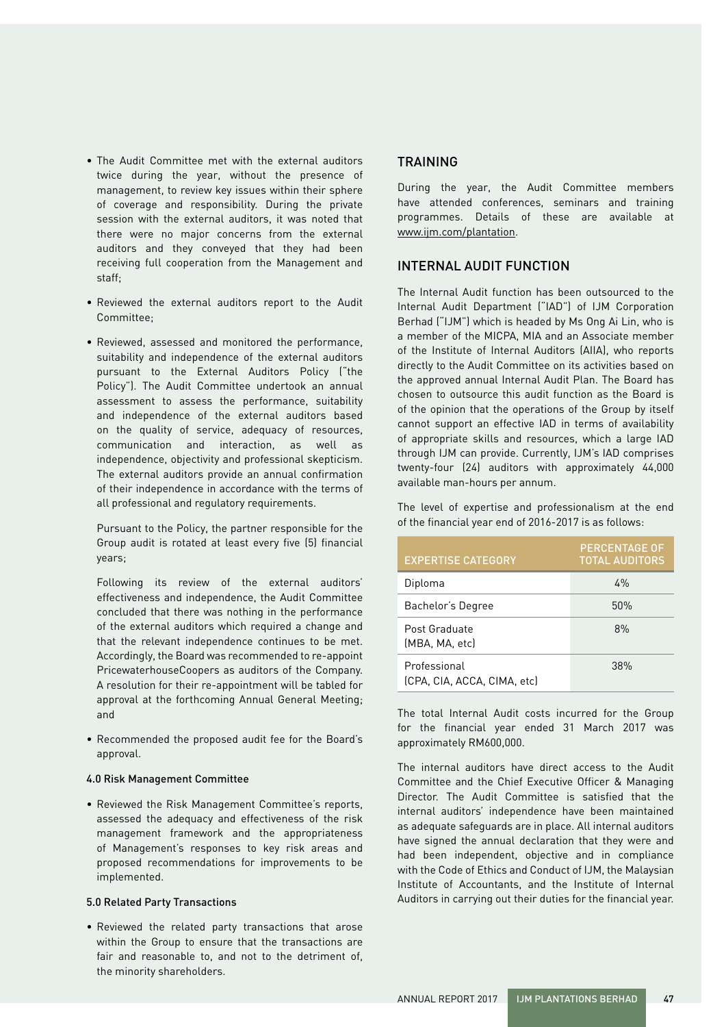- The Audit Committee met with the external auditors twice during the year, without the presence of management, to review key issues within their sphere of coverage and responsibility. During the private session with the external auditors, it was noted that there were no major concerns from the external auditors and they conveyed that they had been receiving full cooperation from the Management and staff;

- Reviewed the external auditors report to the Audit Committee;

- Reviewed, assessed and monitored the performance, suitability and independence of the external auditors pursuant to the External Auditors Policy ("the Policy"). The Audit Committee undertook an annual assessment to assess the performance, suitability and independence of the external auditors based on the quality of service, adequacy of resources, communication and interaction, as well as independence, objectivity and professional skepticism. The external auditors provide an annual confirmation of their independence in accordance with the terms of all professional and regulatory requirements.

  Pursuant to the Policy, the partner responsible for the Group audit is rotated at least every five (5) financial years;

  Following its review of the external auditors' effectiveness and independence, the Audit Committee concluded that there was nothing in the performance of the external auditors which required a change and that the relevant independence continues to be met. Accordingly, the Board was recommended to re-appoint PricewaterhouseCoopers as auditors of the Company. A resolution for their re-appointment will be tabled for approval at the forthcoming Annual General Meeting; and

- Recommended the proposed audit fee for the Board's approval.

#### 4.0 Risk Management Committee

- Reviewed the Risk Management Committee's reports, assessed the adequacy and effectiveness of the risk management framework and the appropriateness of Management's responses to key risk areas and proposed recommendations for improvements to be implemented.

#### 5.0 Related Party Transactions

- Reviewed the related party transactions that arose within the Group to ensure that the transactions are fair and reasonable to, and not to the detriment of, the minority shareholders.

## TRAINING

During the year, the Audit Committee members have attended conferences, seminars and training programmes. Details of these are available at www.ijm.com/plantation.

## INTERNAL AUDIT FUNCTION

The Internal Audit function has been outsourced to the Internal Audit Department ("IAD") of IJM Corporation Berhad ("IJM") which is headed by Ms Ong Ai Lin, who is a member of the MICPA, MIA and an Associate member of the Institute of Internal Auditors (AIIA), who reports directly to the Audit Committee on its activities based on the approved annual Internal Audit Plan. The Board has chosen to outsource this audit function as the Board is of the opinion that the operations of the Group by itself cannot support an effective IAD in terms of availability of appropriate skills and resources, which a large IAD through IJM can provide. Currently, IJM's IAD comprises twenty-four (24) auditors with approximately 44,000 available man-hours per annum.

The level of expertise and professionalism at the end of the financial year end of 2016-2017 is as follows:

| EXPERTISE CATEGORY | PERCENTAGE OF TOTAL AUDITORS |
|---|---|
| Diploma | 4% |
| Bachelor's Degree | 50% |
| Post Graduate (MBA, MA, etc) | 8% |
| Professional (CPA, CIA, ACCA, CIMA, etc) | 38% |

The total Internal Audit costs incurred for the Group for the financial year ended 31 March 2017 was approximately RM600,000.

The internal auditors have direct access to the Audit Committee and the Chief Executive Officer & Managing Director. The Audit Committee is satisfied that the internal auditors' independence have been maintained as adequate safeguards are in place. All internal auditors have signed the annual declaration that they were and had been independent, objective and in compliance with the Code of Ethics and Conduct of IJM, the Malaysian Institute of Accountants, and the Institute of Internal Auditors in carrying out their duties for the financial year.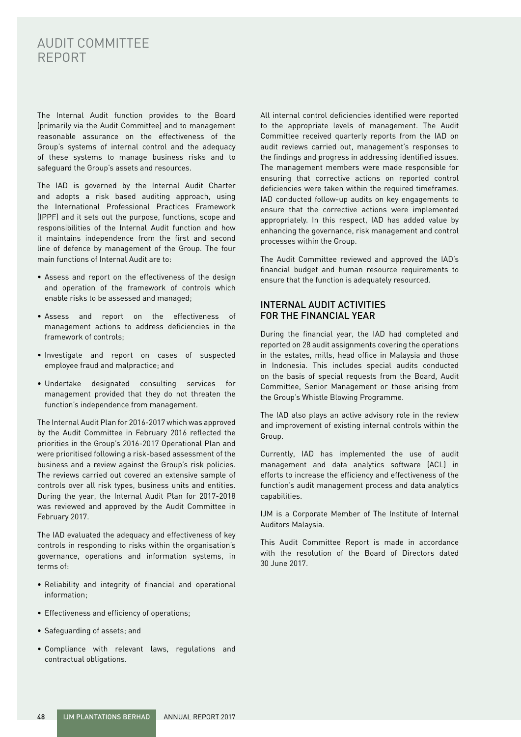# AUDIT COMMITTEE REPORT

The Internal Audit function provides to the Board (primarily via the Audit Committee) and to management reasonable assurance on the effectiveness of the Group's systems of internal control and the adequacy of these systems to manage business risks and to safeguard the Group's assets and resources.

The IAD is governed by the Internal Audit Charter and adopts a risk based auditing approach, using the International Professional Practices Framework (IPPF) and it sets out the purpose, functions, scope and responsibilities of the Internal Audit function and how it maintains independence from the first and second line of defence by management of the Group. The four main functions of Internal Audit are to:

- Assess and report on the effectiveness of the design and operation of the framework of controls which enable risks to be assessed and managed;
- Assess and report on the effectiveness of management actions to address deficiencies in the framework of controls;
- Investigate and report on cases of suspected employee fraud and malpractice; and
- Undertake designated consulting services for management provided that they do not threaten the function's independence from management.

The Internal Audit Plan for 2016-2017 which was approved by the Audit Committee in February 2016 reflected the priorities in the Group's 2016-2017 Operational Plan and were prioritised following a risk-based assessment of the business and a review against the Group's risk policies. The reviews carried out covered an extensive sample of controls over all risk types, business units and entities. During the year, the Internal Audit Plan for 2017-2018 was reviewed and approved by the Audit Committee in February 2017.

The IAD evaluated the adequacy and effectiveness of key controls in responding to risks within the organisation's governance, operations and information systems, in terms of:

- Reliability and integrity of financial and operational information;
- Effectiveness and efficiency of operations;
- Safeguarding of assets; and
- Compliance with relevant laws, regulations and contractual obligations.

All internal control deficiencies identified were reported to the appropriate levels of management. The Audit Committee received quarterly reports from the IAD on audit reviews carried out, management's responses to the findings and progress in addressing identified issues. The management members were made responsible for ensuring that corrective actions on reported control deficiencies were taken within the required timeframes. IAD conducted follow-up audits on key engagements to ensure that the corrective actions were implemented appropriately. In this respect, IAD has added value by enhancing the governance, risk management and control processes within the Group.

The Audit Committee reviewed and approved the IAD's financial budget and human resource requirements to ensure that the function is adequately resourced.

## INTERNAL AUDIT ACTIVITIES FOR THE FINANCIAL YEAR

During the financial year, the IAD had completed and reported on 28 audit assignments covering the operations in the estates, mills, head office in Malaysia and those in Indonesia. This includes special audits conducted on the basis of special requests from the Board, Audit Committee, Senior Management or those arising from the Group's Whistle Blowing Programme.

The IAD also plays an active advisory role in the review and improvement of existing internal controls within the Group.

Currently, IAD has implemented the use of audit management and data analytics software (ACL) in efforts to increase the efficiency and effectiveness of the function's audit management process and data analytics capabilities.

IJM is a Corporate Member of The Institute of Internal Auditors Malaysia.

This Audit Committee Report is made in accordance with the resolution of the Board of Directors dated 30 June 2017.